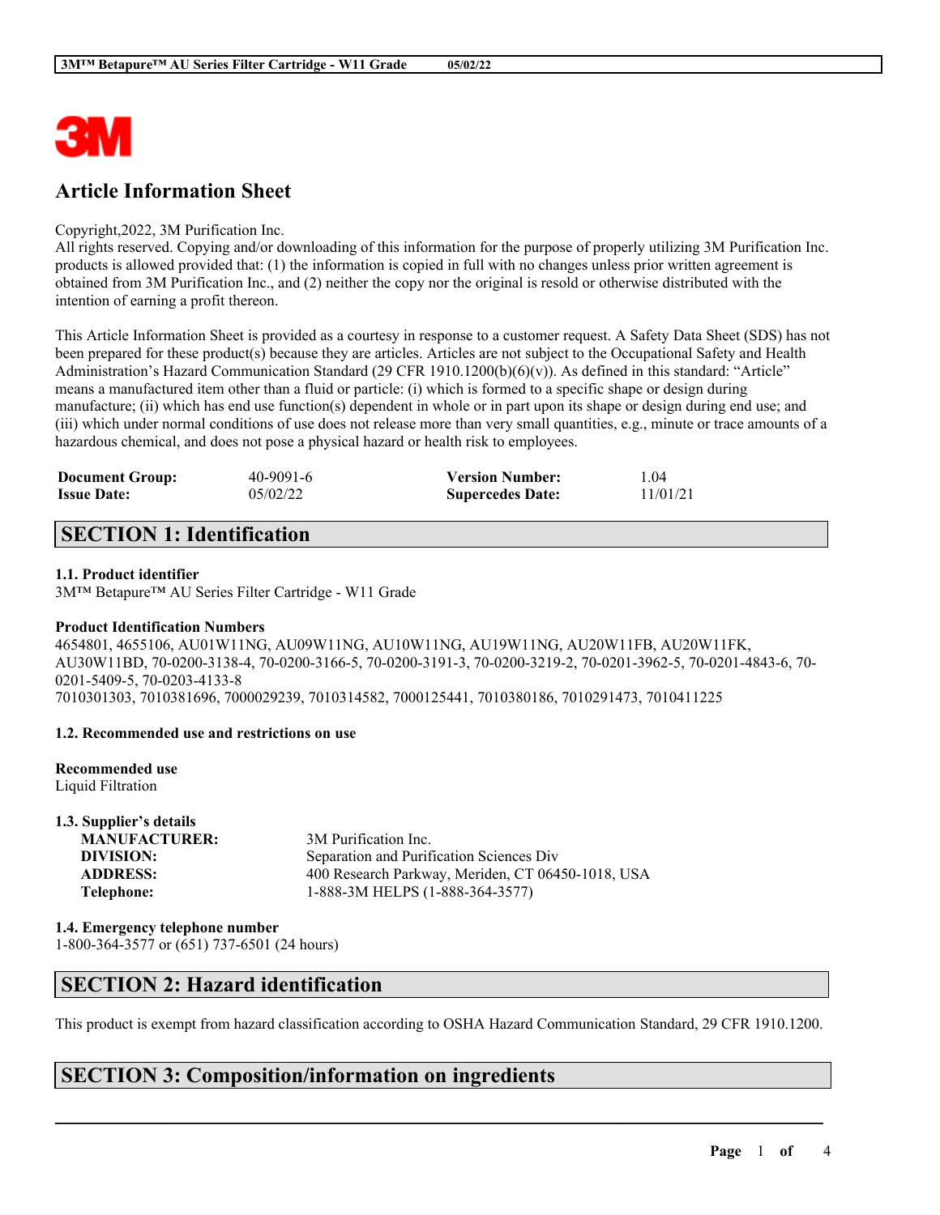# Article Information Sheet

Copyright,2022, 3M Purification Inc.
All rights reserved. Copying and/or downloading of this information for the purpose of properly utilizing 3M Purification Inc. products is allowed provided that: (1) the information is copied in full with no changes unless prior written agreement is obtained from 3M Purification Inc., and (2) neither the copy nor the original is resold or otherwise distributed with the intention of earning a profit thereon.

This Article Information Sheet is provided as a courtesy in response to a customer request. A Safety Data Sheet (SDS) has not been prepared for these product(s) because they are articles. Articles are not subject to the Occupational Safety and Health Administration's Hazard Communication Standard (29 CFR 1910.1200(b)(6)(v)). As defined in this standard: "Article" means a manufactured item other than a fluid or particle: (i) which is formed to a specific shape or design during manufacture; (ii) which has end use function(s) dependent in whole or in part upon its shape or design during end use; and (iii) which under normal conditions of use does not release more than very small quantities, e.g., minute or trace amounts of a hazardous chemical, and does not pose a physical hazard or health risk to employees.

| | | | |
|---|---|---|---|
| **Document Group:** | 40-9091-6 | **Version Number:** | 1.04 |
| **Issue Date:** | 05/02/22 | **Supercedes Date:** | 11/01/21 |

## SECTION 1: Identification

### 1.1. Product identifier

3M™ Betapure™ AU Series Filter Cartridge - W11 Grade

**Product Identification Numbers**

4654801, 4655106, AU01W11NG, AU09W11NG, AU10W11NG, AU19W11NG, AU20W11FB, AU20W11FK, AU30W11BD, 70-0200-3138-4, 70-0200-3166-5, 70-0200-3191-3, 70-0200-3219-2, 70-0201-3962-5, 70-0201-4843-6, 70-0201-5409-5, 70-0203-4133-8
7010301303, 7010381696, 7000029239, 7010314582, 7000125441, 7010380186, 7010291473, 7010411225

### 1.2. Recommended use and restrictions on use

**Recommended use**

Liquid Filtration

### 1.3. Supplier's details

| | |
|---|---|
| **MANUFACTURER:** | 3M Purification Inc. |
| **DIVISION:** | Separation and Purification Sciences Div |
| **ADDRESS:** | 400 Research Parkway, Meriden, CT 06450-1018, USA |
| **Telephone:** | 1-888-3M HELPS (1-888-364-3577) |

### 1.4. Emergency telephone number

1-800-364-3577 or (651) 737-6501 (24 hours)

## SECTION 2: Hazard identification

This product is exempt from hazard classification according to OSHA Hazard Communication Standard, 29 CFR 1910.1200.

## SECTION 3: Composition/information on ingredients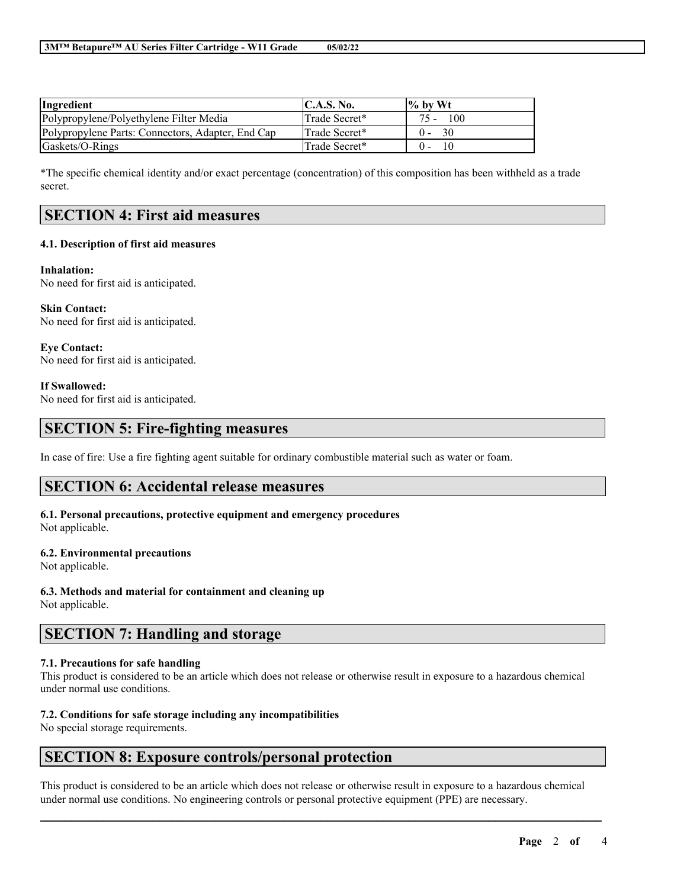| Ingredient | C.A.S. No. | % by Wt |
| --- | --- | --- |
| Polypropylene/Polyethylene Filter Media | Trade Secret* | 75 - 100 |
| Polypropylene Parts: Connectors, Adapter, End Cap | Trade Secret* | 0 - 30 |
| Gaskets/O-Rings | Trade Secret* | 0 - 10 |

*The specific chemical identity and/or exact percentage (concentration) of this composition has been withheld as a trade secret.

# SECTION 4: First aid measures

### 4.1. Description of first aid measures

**Inhalation:**
No need for first aid is anticipated.

**Skin Contact:**
No need for first aid is anticipated.

**Eye Contact:**
No need for first aid is anticipated.

**If Swallowed:**
No need for first aid is anticipated.

# SECTION 5: Fire-fighting measures

In case of fire: Use a fire fighting agent suitable for ordinary combustible material such as water or foam.

# SECTION 6: Accidental release measures

### 6.1. Personal precautions, protective equipment and emergency procedures
Not applicable.

### 6.2. Environmental precautions
Not applicable.

### 6.3. Methods and material for containment and cleaning up
Not applicable.

# SECTION 7: Handling and storage

### 7.1. Precautions for safe handling
This product is considered to be an article which does not release or otherwise result in exposure to a hazardous chemical under normal use conditions.

### 7.2. Conditions for safe storage including any incompatibilities
No special storage requirements.

# SECTION 8: Exposure controls/personal protection

This product is considered to be an article which does not release or otherwise result in exposure to a hazardous chemical under normal use conditions. No engineering controls or personal protective equipment (PPE) are necessary.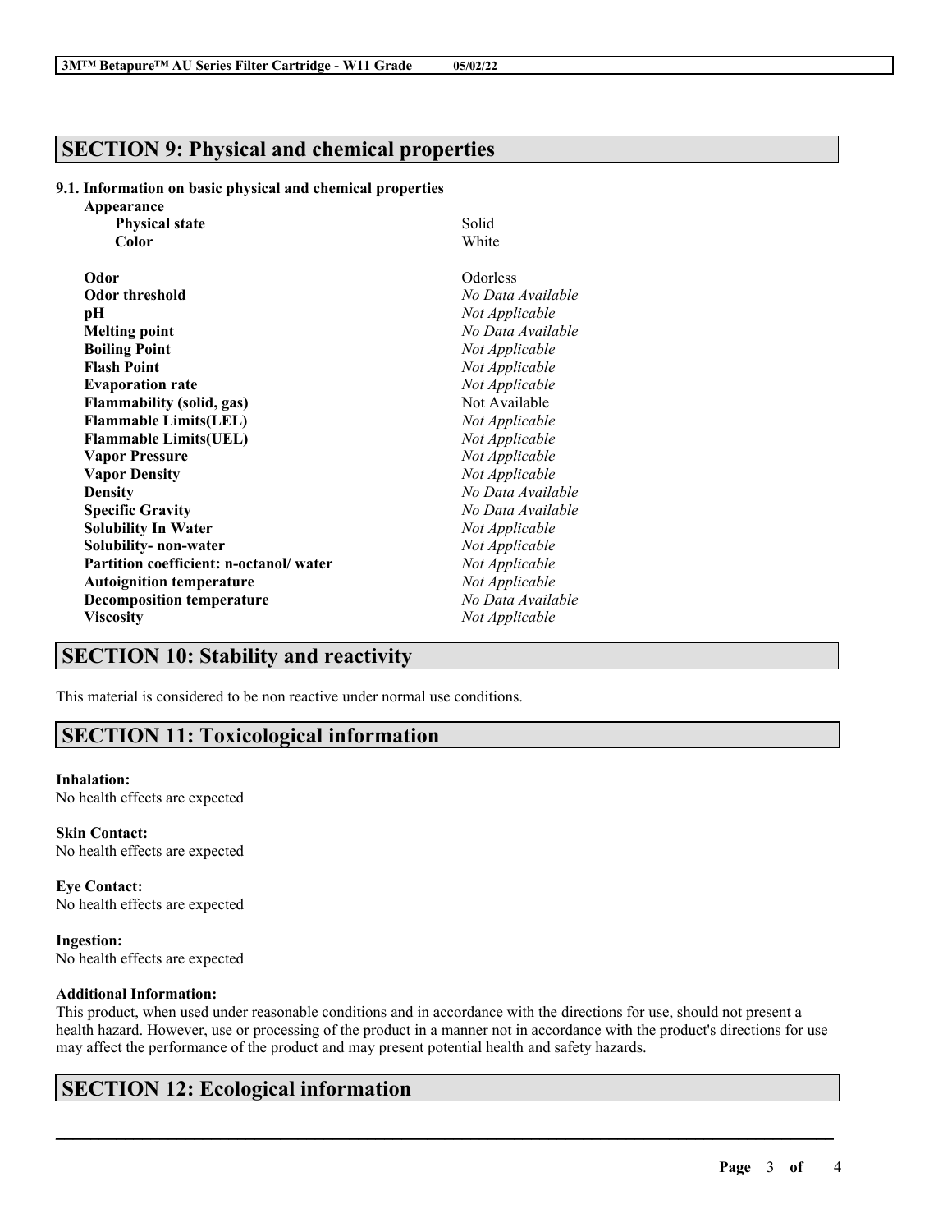## SECTION 9: Physical and chemical properties

**9.1. Information on basic physical and chemical properties**

| Property | Value |
|---|---|
| **Appearance** | |
| **Physical state** | Solid |
| **Color** | White |
| **Odor** | Odorless |
| **Odor threshold** | *No Data Available* |
| **pH** | *Not Applicable* |
| **Melting point** | *No Data Available* |
| **Boiling Point** | *Not Applicable* |
| **Flash Point** | *Not Applicable* |
| **Evaporation rate** | *Not Applicable* |
| **Flammability (solid, gas)** | Not Available |
| **Flammable Limits(LEL)** | *Not Applicable* |
| **Flammable Limits(UEL)** | *Not Applicable* |
| **Vapor Pressure** | *Not Applicable* |
| **Vapor Density** | *Not Applicable* |
| **Density** | *No Data Available* |
| **Specific Gravity** | *No Data Available* |
| **Solubility In Water** | *Not Applicable* |
| **Solubility- non-water** | *Not Applicable* |
| **Partition coefficient: n-octanol/ water** | *Not Applicable* |
| **Autoignition temperature** | *Not Applicable* |
| **Decomposition temperature** | *No Data Available* |
| **Viscosity** | *Not Applicable* |

## SECTION 10: Stability and reactivity

This material is considered to be non reactive under normal use conditions.

## SECTION 11: Toxicological information

**Inhalation:**
No health effects are expected

**Skin Contact:**
No health effects are expected

**Eye Contact:**
No health effects are expected

**Ingestion:**
No health effects are expected

**Additional Information:**
This product, when used under reasonable conditions and in accordance with the directions for use, should not present a health hazard. However, use or processing of the product in a manner not in accordance with the product's directions for use may affect the performance of the product and may present potential health and safety hazards.

## SECTION 12: Ecological information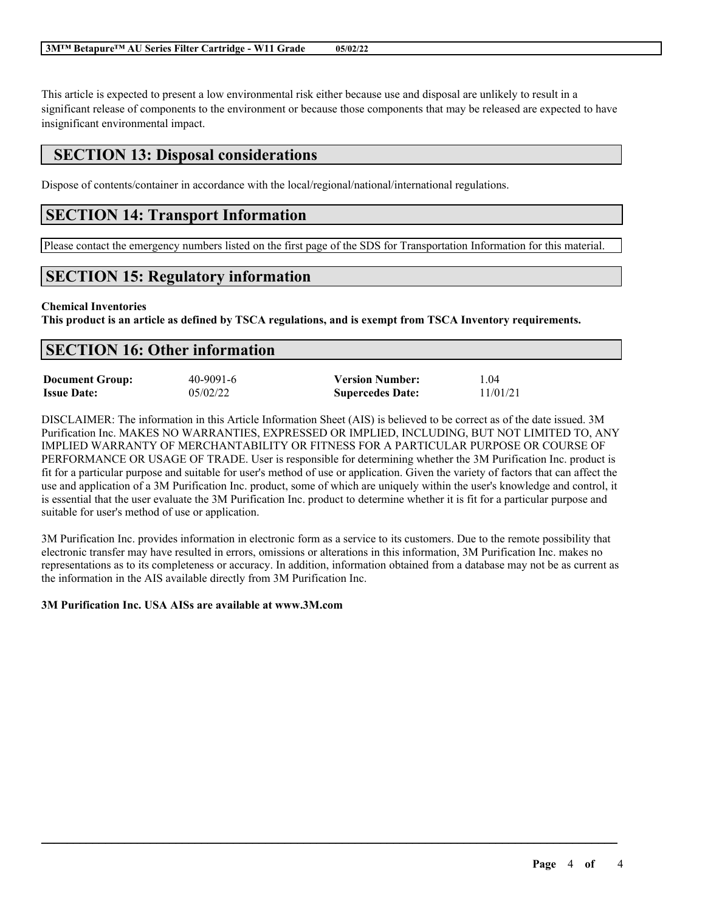This article is expected to present a low environmental risk either because use and disposal are unlikely to result in a significant release of components to the environment or because those components that may be released are expected to have insignificant environmental impact.

## SECTION 13: Disposal considerations

Dispose of contents/container in accordance with the local/regional/national/international regulations.

## SECTION 14: Transport Information

Please contact the emergency numbers listed on the first page of the SDS for Transportation Information for this material.

## SECTION 15: Regulatory information

**Chemical Inventories**

**This product is an article as defined by TSCA regulations, and is exempt from TSCA Inventory requirements.**

## SECTION 16: Other information

| | | | |
|---|---|---|---|
| **Document Group:** | 40-9091-6 | **Version Number:** | 1.04 |
| **Issue Date:** | 05/02/22 | **Supercedes Date:** | 11/01/21 |

DISCLAIMER: The information in this Article Information Sheet (AIS) is believed to be correct as of the date issued. 3M Purification Inc. MAKES NO WARRANTIES, EXPRESSED OR IMPLIED, INCLUDING, BUT NOT LIMITED TO, ANY IMPLIED WARRANTY OF MERCHANTABILITY OR FITNESS FOR A PARTICULAR PURPOSE OR COURSE OF PERFORMANCE OR USAGE OF TRADE. User is responsible for determining whether the 3M Purification Inc. product is fit for a particular purpose and suitable for user's method of use or application. Given the variety of factors that can affect the use and application of a 3M Purification Inc. product, some of which are uniquely within the user's knowledge and control, it is essential that the user evaluate the 3M Purification Inc. product to determine whether it is fit for a particular purpose and suitable for user's method of use or application.

3M Purification Inc. provides information in electronic form as a service to its customers. Due to the remote possibility that electronic transfer may have resulted in errors, omissions or alterations in this information, 3M Purification Inc. makes no representations as to its completeness or accuracy. In addition, information obtained from a database may not be as current as the information in the AIS available directly from 3M Purification Inc.

**3M Purification Inc. USA AISs are available at www.3M.com**